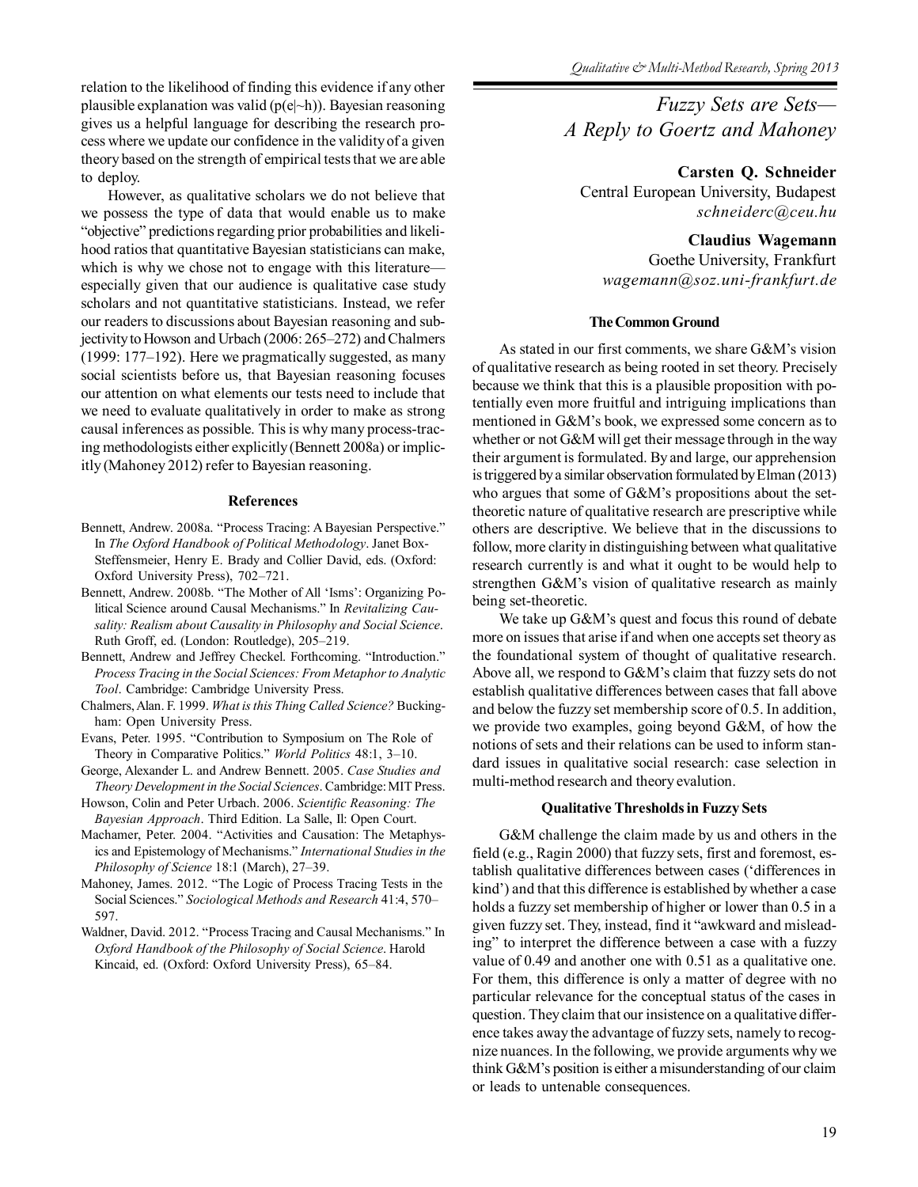relation to the likelihood of finding this evidence if any other plausible explanation was valid ($p(e|\sim h)$). Bayesian reasoning gives us a helpful language for describing the research process where we update our confidence in the validity of a given theory based on the strength of empirical tests that we are able to deploy.

However, as qualitative scholars we do not believe that we possess the type of data that would enable us to make "objective" predictions regarding prior probabilities and likelihood ratios that quantitative Bayesian statisticians can make, which is why we chose not to engage with this literature—especially given that our audience is qualitative case study scholars and not quantitative statisticians. Instead, we refer our readers to discussions about Bayesian reasoning and subjectivity to Howson and Urbach (2006: 265–272) and Chalmers (1999: 177–192). Here we pragmatically suggested, as many social scientists before us, that Bayesian reasoning focuses our attention on what elements our tests need to include that we need to evaluate qualitatively in order to make as strong causal inferences as possible. This is why many process-tracing methodologists either explicitly (Bennett 2008a) or implicitly (Mahoney 2012) refer to Bayesian reasoning.

### References

Bennett, Andrew. 2008a. "Process Tracing: A Bayesian Perspective." In *The Oxford Handbook of Political Methodology*. Janet Box-Steffensmeier, Henry E. Brady and Collier David, eds. (Oxford: Oxford University Press), 702–721.

Bennett, Andrew. 2008b. "The Mother of All 'Isms': Organizing Political Science around Causal Mechanisms." In *Revitalizing Causality: Realism about Causality in Philosophy and Social Science*. Ruth Groff, ed. (London: Routledge), 205–219.

Bennett, Andrew and Jeffrey Checkel. Forthcoming. "Introduction." *Process Tracing in the Social Sciences: From Metaphor to Analytic Tool*. Cambridge: Cambridge University Press.

Chalmers, Alan. F. 1999. *What is this Thing Called Science?* Buckingham: Open University Press.

Evans, Peter. 1995. "Contribution to Symposium on The Role of Theory in Comparative Politics." *World Politics* 48:1, 3–10.

George, Alexander L. and Andrew Bennett. 2005. *Case Studies and Theory Development in the Social Sciences*. Cambridge: MIT Press.

Howson, Colin and Peter Urbach. 2006. *Scientific Reasoning: The Bayesian Approach*. Third Edition. La Salle, Il: Open Court.

Machamer, Peter. 2004. "Activities and Causation: The Metaphysics and Epistemology of Mechanisms." *International Studies in the Philosophy of Science* 18:1 (March), 27–39.

Mahoney, James. 2012. "The Logic of Process Tracing Tests in the Social Sciences." *Sociological Methods and Research* 41:4, 570–597.

Waldner, David. 2012. "Process Tracing and Causal Mechanisms." In *Oxford Handbook of the Philosophy of Social Science*. Harold Kincaid, ed. (Oxford: Oxford University Press), 65–84.

# *Fuzzy Sets are Sets— A Reply to Goertz and Mahoney*

**Carsten Q. Schneider**
Central European University, Budapest
*schneiderc@ceu.hu*

**Claudius Wagemann**
Goethe University, Frankfurt
*wagemann@soz.uni-frankfurt.de*

### The Common Ground

As stated in our first comments, we share G&M's vision of qualitative research as being rooted in set theory. Precisely because we think that this is a plausible proposition with potentially even more fruitful and intriguing implications than mentioned in G&M's book, we expressed some concern as to whether or not G&M will get their message through in the way their argument is formulated. By and large, our apprehension is triggered by a similar observation formulated by Elman (2013) who argues that some of G&M's propositions about the set-theoretic nature of qualitative research are prescriptive while others are descriptive. We believe that in the discussions to follow, more clarity in distinguishing between what qualitative research currently is and what it ought to be would help to strengthen G&M's vision of qualitative research as mainly being set-theoretic.

We take up G&M's quest and focus this round of debate more on issues that arise if and when one accepts set theory as the foundational system of thought of qualitative research. Above all, we respond to G&M's claim that fuzzy sets do not establish qualitative differences between cases that fall above and below the fuzzy set membership score of 0.5. In addition, we provide two examples, going beyond G&M, of how the notions of sets and their relations can be used to inform standard issues in qualitative social research: case selection in multi-method research and theory evalution.

### Qualitative Thresholds in Fuzzy Sets

G&M challenge the claim made by us and others in the field (e.g., Ragin 2000) that fuzzy sets, first and foremost, establish qualitative differences between cases ('differences in kind') and that this difference is established by whether a case holds a fuzzy set membership of higher or lower than 0.5 in a given fuzzy set. They, instead, find it "awkward and misleading" to interpret the difference between a case with a fuzzy value of 0.49 and another one with 0.51 as a qualitative one. For them, this difference is only a matter of degree with no particular relevance for the conceptual status of the cases in question. They claim that our insistence on a qualitative difference takes away the advantage of fuzzy sets, namely to recognize nuances. In the following, we provide arguments why we think G&M's position is either a misunderstanding of our claim or leads to untenable consequences.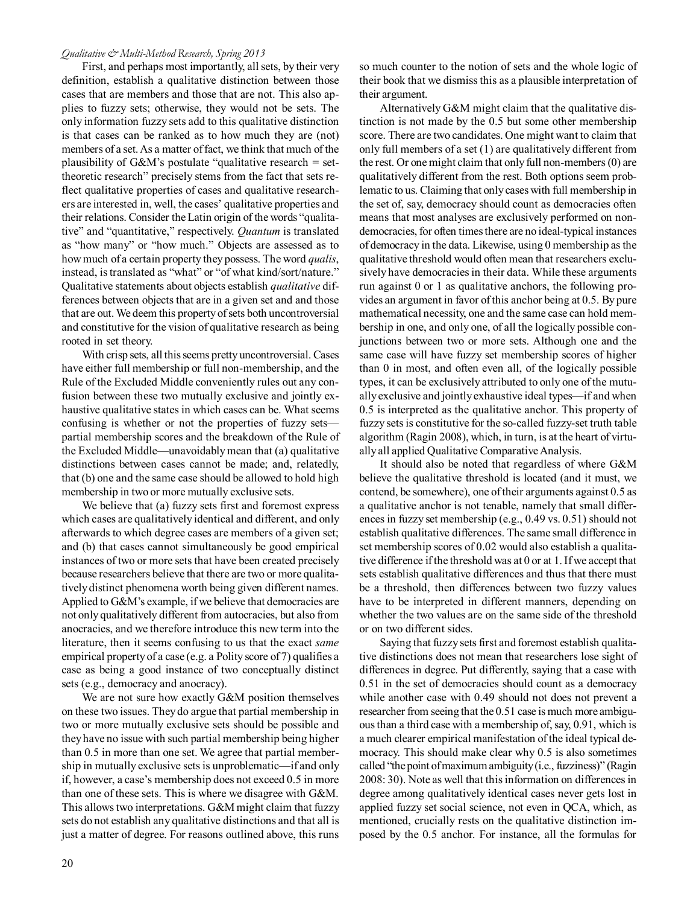First, and perhaps most importantly, all sets, by their very definition, establish a qualitative distinction between those cases that are members and those that are not. This also applies to fuzzy sets; otherwise, they would not be sets. The only information fuzzy sets add to this qualitative distinction is that cases can be ranked as to how much they are (not) members of a set. As a matter of fact, we think that much of the plausibility of G&M's postulate "qualitative research = set-theoretic research" precisely stems from the fact that sets reflect qualitative properties of cases and qualitative researchers are interested in, well, the cases' qualitative properties and their relations. Consider the Latin origin of the words "qualitative" and "quantitative," respectively. *Quantum* is translated as "how many" or "how much." Objects are assessed as to how much of a certain property they possess. The word *qualis*, instead, is translated as "what" or "of what kind/sort/nature." Qualitative statements about objects establish *qualitative* differences between objects that are in a given set and and those that are out. We deem this property of sets both uncontroversial and constitutive for the vision of qualitative research as being rooted in set theory.

With crisp sets, all this seems pretty uncontroversial. Cases have either full membership or full non-membership, and the Rule of the Excluded Middle conveniently rules out any confusion between these two mutually exclusive and jointly exhaustive qualitative states in which cases can be. What seems confusing is whether or not the properties of fuzzy sets—partial membership scores and the breakdown of the Rule of the Excluded Middle—unavoidably mean that (a) qualitative distinctions between cases cannot be made; and, relatedly, that (b) one and the same case should be allowed to hold high membership in two or more mutually exclusive sets.

We believe that (a) fuzzy sets first and foremost express which cases are qualitatively identical and different, and only afterwards to which degree cases are members of a given set; and (b) that cases cannot simultaneously be good empirical instances of two or more sets that have been created precisely because researchers believe that there are two or more qualitatively distinct phenomena worth being given different names. Applied to G&M's example, if we believe that democracies are not only qualitatively different from autocracies, but also from anocracies, and we therefore introduce this new term into the literature, then it seems confusing to us that the exact *same* empirical property of a case (e.g. a Polity score of 7) qualifies a case as being a good instance of two conceptually distinct sets (e.g., democracy and anocracy).

We are not sure how exactly G&M position themselves on these two issues. They do argue that partial membership in two or more mutually exclusive sets should be possible and they have no issue with such partial membership being higher than 0.5 in more than one set. We agree that partial membership in mutually exclusive sets is unproblematic—if and only if, however, a case's membership does not exceed 0.5 in more than one of these sets. This is where we disagree with G&M. This allows two interpretations. G&M might claim that fuzzy sets do not establish any qualitative distinctions and that all is just a matter of degree. For reasons outlined above, this runs so much counter to the notion of sets and the whole logic of their book that we dismiss this as a plausible interpretation of their argument.

Alternatively G&M might claim that the qualitative distinction is not made by the 0.5 but some other membership score. There are two candidates. One might want to claim that only full members of a set (1) are qualitatively different from the rest. Or one might claim that only full non-members (0) are qualitatively different from the rest. Both options seem problematic to us. Claiming that only cases with full membership in the set of, say, democracy should count as democracies often means that most analyses are exclusively performed on non-democracies, for often times there are no ideal-typical instances of democracy in the data. Likewise, using 0 membership as the qualitative threshold would often mean that researchers exclusively have democracies in their data. While these arguments run against 0 or 1 as qualitative anchors, the following provides an argument in favor of this anchor being at 0.5. By pure mathematical necessity, one and the same case can hold membership in one, and only one, of all the logically possible conjunctions between two or more sets. Although one and the same case will have fuzzy set membership scores of higher than 0 in most, and often even all, of the logically possible types, it can be exclusively attributed to only one of the mutually exclusive and jointly exhaustive ideal types—if and when 0.5 is interpreted as the qualitative anchor. This property of fuzzy sets is constitutive for the so-called fuzzy-set truth table algorithm (Ragin 2008), which, in turn, is at the heart of virtually all applied Qualitative Comparative Analysis.

It should also be noted that regardless of where G&M believe the qualitative threshold is located (and it must, we contend, be somewhere), one of their arguments against 0.5 as a qualitative anchor is not tenable, namely that small differences in fuzzy set membership (e.g., 0.49 vs. 0.51) should not establish qualitative differences. The same small difference in set membership scores of 0.02 would also establish a qualitative difference if the threshold was at 0 or at 1. If we accept that sets establish qualitative differences and thus that there must be a threshold, then differences between two fuzzy values have to be interpreted in different manners, depending on whether the two values are on the same side of the threshold or on two different sides.

Saying that fuzzy sets first and foremost establish qualitative distinctions does not mean that researchers lose sight of differences in degree. Put differently, saying that a case with 0.51 in the set of democracies should count as a democracy while another case with 0.49 should not does not prevent a researcher from seeing that the 0.51 case is much more ambiguous than a third case with a membership of, say, 0.91, which is a much clearer empirical manifestation of the ideal typical democracy. This should make clear why 0.5 is also sometimes called "the point of maximum ambiguity (i.e., fuzziness)" (Ragin 2008: 30). Note as well that this information on differences in degree among qualitatively identical cases never gets lost in applied fuzzy set social science, not even in QCA, which, as mentioned, crucially rests on the qualitative distinction imposed by the 0.5 anchor. For instance, all the formulas for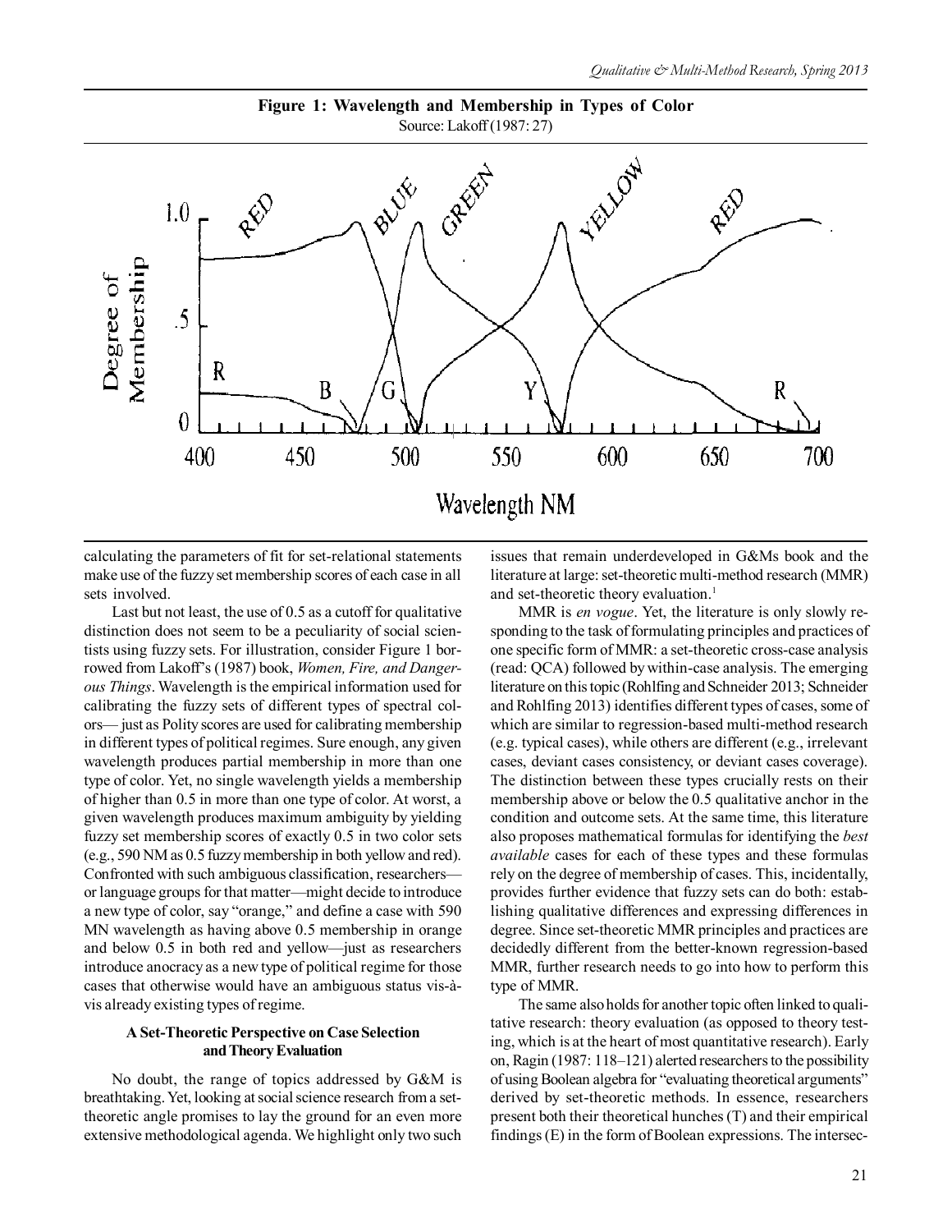**Figure 1: Wavelength and Membership in Types of Color**

Source: Lakoff (1987: 27)

calculating the parameters of fit for set-relational statements make use of the fuzzy set membership scores of each case in all sets involved.

Last but not least, the use of 0.5 as a cutoff for qualitative distinction does not seem to be a peculiarity of social scientists using fuzzy sets. For illustration, consider Figure 1 borrowed from Lakoff's (1987) book, *Women, Fire, and Dangerous Things*. Wavelength is the empirical information used for calibrating the fuzzy sets of different types of spectral colors— just as Polity scores are used for calibrating membership in different types of political regimes. Sure enough, any given wavelength produces partial membership in more than one type of color. Yet, no single wavelength yields a membership of higher than 0.5 in more than one type of color. At worst, a given wavelength produces maximum ambiguity by yielding fuzzy set membership scores of exactly 0.5 in two color sets (e.g., 590 NM as 0.5 fuzzy membership in both yellow and red). Confronted with such ambiguous classification, researchers— or language groups for that matter—might decide to introduce a new type of color, say "orange," and define a case with 590 MN wavelength as having above 0.5 membership in orange and below 0.5 in both red and yellow—just as researchers introduce anocracy as a new type of political regime for those cases that otherwise would have an ambiguous status vis-à-vis already existing types of regime.

### A Set-Theoretic Perspective on Case Selection and Theory Evaluation

No doubt, the range of topics addressed by G&M is breathtaking. Yet, looking at social science research from a set-theoretic angle promises to lay the ground for an even more extensive methodological agenda. We highlight only two such issues that remain underdeveloped in G&Ms book and the literature at large: set-theoretic multi-method research (MMR) and set-theoretic theory evaluation.[1]

MMR is *en vogue*. Yet, the literature is only slowly responding to the task of formulating principles and practices of one specific form of MMR: a set-theoretic cross-case analysis (read: QCA) followed by within-case analysis. The emerging literature on this topic (Rohlfing and Schneider 2013; Schneider and Rohlfing 2013) identifies different types of cases, some of which are similar to regression-based multi-method research (e.g. typical cases), while others are different (e.g., irrelevant cases, deviant cases consistency, or deviant cases coverage). The distinction between these types crucially rests on their membership above or below the 0.5 qualitative anchor in the condition and outcome sets. At the same time, this literature also proposes mathematical formulas for identifying the *best available* cases for each of these types and these formulas rely on the degree of membership of cases. This, incidentally, provides further evidence that fuzzy sets can do both: establishing qualitative differences and expressing differences in degree. Since set-theoretic MMR principles and practices are decidedly different from the better-known regression-based MMR, further research needs to go into how to perform this type of MMR.

The same also holds for another topic often linked to qualitative research: theory evaluation (as opposed to theory testing, which is at the heart of most quantitative research). Early on, Ragin (1987: 118–121) alerted researchers to the possibility of using Boolean algebra for "evaluating theoretical arguments" derived by set-theoretic methods. In essence, researchers present both their theoretical hunches (T) and their empirical findings (E) in the form of Boolean expressions. The intersec-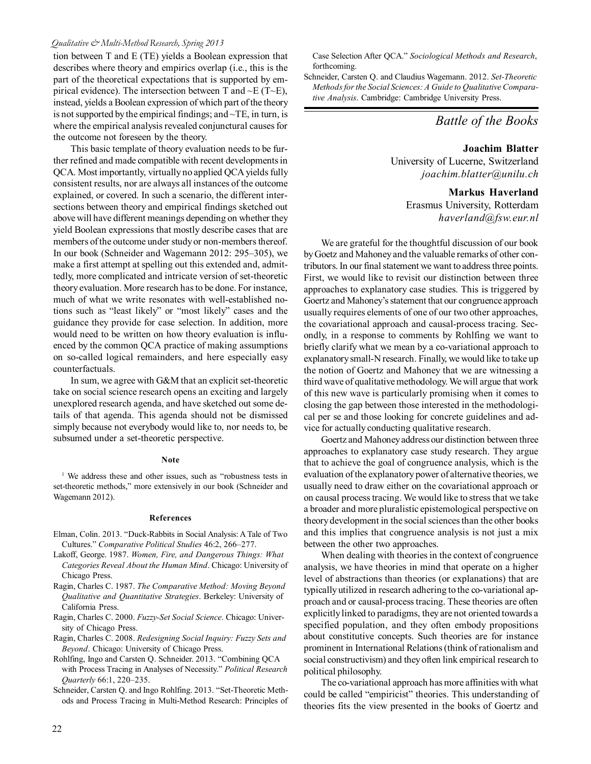tion between T and E (TE) yields a Boolean expression that describes where theory and empirics overlap (i.e., this is the part of the theoretical expectations that is supported by empirical evidence). The intersection between T and ~E (T~E), instead, yields a Boolean expression of which part of the theory is not supported by the empirical findings; and ~TE, in turn, is where the empirical analysis revealed conjunctural causes for the outcome not foreseen by the theory.

This basic template of theory evaluation needs to be further refined and made compatible with recent developments in QCA. Most importantly, virtually no applied QCA yields fully consistent results, nor are always all instances of the outcome explained, or covered. In such a scenario, the different intersections between theory and empirical findings sketched out above will have different meanings depending on whether they yield Boolean expressions that mostly describe cases that are members of the outcome under study or non-members thereof. In our book (Schneider and Wagemann 2012: 295–305), we make a first attempt at spelling out this extended and, admittedly, more complicated and intricate version of set-theoretic theory evaluation. More research has to be done. For instance, much of what we write resonates with well-established notions such as "least likely" or "most likely" cases and the guidance they provide for case selection. In addition, more would need to be written on how theory evaluation is influenced by the common QCA practice of making assumptions on so-called logical remainders, and here especially easy counterfactuals.

In sum, we agree with G&M that an explicit set-theoretic take on social science research opens an exciting and largely unexplored research agenda, and have sketched out some details of that agenda. This agenda should not be dismissed simply because not everybody would like to, nor needs to, be subsumed under a set-theoretic perspective.

#### Note

[1] We address these and other issues, such as "robustness tests in set-theoretic methods," more extensively in our book (Schneider and Wagemann 2012).

#### References

Elman, Colin. 2013. "Duck-Rabbits in Social Analysis: A Tale of Two Cultures." *Comparative Political Studies* 46:2, 266–277.

Lakoff, George. 1987. *Women, Fire, and Dangerous Things: What Categories Reveal About the Human Mind*. Chicago: University of Chicago Press.

Ragin, Charles C. 1987. *The Comparative Method: Moving Beyond Qualitative and Quantitative Strategies*. Berkeley: University of California Press.

Ragin, Charles C. 2000. *Fuzzy-Set Social Science*. Chicago: University of Chicago Press.

Ragin, Charles C. 2008. *Redesigning Social Inquiry: Fuzzy Sets and Beyond*. Chicago: University of Chicago Press.

Rohlfing, Ingo and Carsten Q. Schneider. 2013. "Combining QCA with Process Tracing in Analyses of Necessity." *Political Research Quarterly* 66:1, 220–235.

Schneider, Carsten Q. and Ingo Rohlfing. 2013. "Set-Theoretic Methods and Process Tracing in Multi-Method Research: Principles of Case Selection After QCA." *Sociological Methods and Research*, forthcoming.

Schneider, Carsten Q. and Claudius Wagemann. 2012. *Set-Theoretic Methods for the Social Sciences: A Guide to Qualitative Comparative Analysis*. Cambridge: Cambridge University Press.

## *Battle of the Books*

**Joachim Blatter**
University of Lucerne, Switzerland
*joachim.blatter@unilu.ch*

**Markus Haverland**
Erasmus University, Rotterdam
*haverland@fsw.eur.nl*

We are grateful for the thoughtful discussion of our book by Goetz and Mahoney and the valuable remarks of other contributors. In our final statement we want to address three points. First, we would like to revisit our distinction between three approaches to explanatory case studies. This is triggered by Goertz and Mahoney's statement that our congruence approach usually requires elements of one of our two other approaches, the covariational approach and causal-process tracing. Secondly, in a response to comments by Rohlfing we want to briefly clarify what we mean by a co-variational approach to explanatory small-N research. Finally, we would like to take up the notion of Goertz and Mahoney that we are witnessing a third wave of qualitative methodology. We will argue that work of this new wave is particularly promising when it comes to closing the gap between those interested in the methodological per se and those looking for concrete guidelines and advice for actually conducting qualitative research.

Goertz and Mahoney address our distinction between three approaches to explanatory case study research. They argue that to achieve the goal of congruence analysis, which is the evaluation of the explanatory power of alternative theories, we usually need to draw either on the covariational approach or on causal process tracing. We would like to stress that we take a broader and more pluralistic epistemological perspective on theory development in the social sciences than the other books and this implies that congruence analysis is not just a mix between the other two approaches.

When dealing with theories in the context of congruence analysis, we have theories in mind that operate on a higher level of abstractions than theories (or explanations) that are typically utilized in research adhering to the co-variational approach and or causal-process tracing. These theories are often explicitly linked to paradigms, they are not oriented towards a specified population, and they often embody propositions about constitutive concepts. Such theories are for instance prominent in International Relations (think of rationalism and social constructivism) and they often link empirical research to political philosophy.

The co-variational approach has more affinities with what could be called "empiricist" theories. This understanding of theories fits the view presented in the books of Goertz and